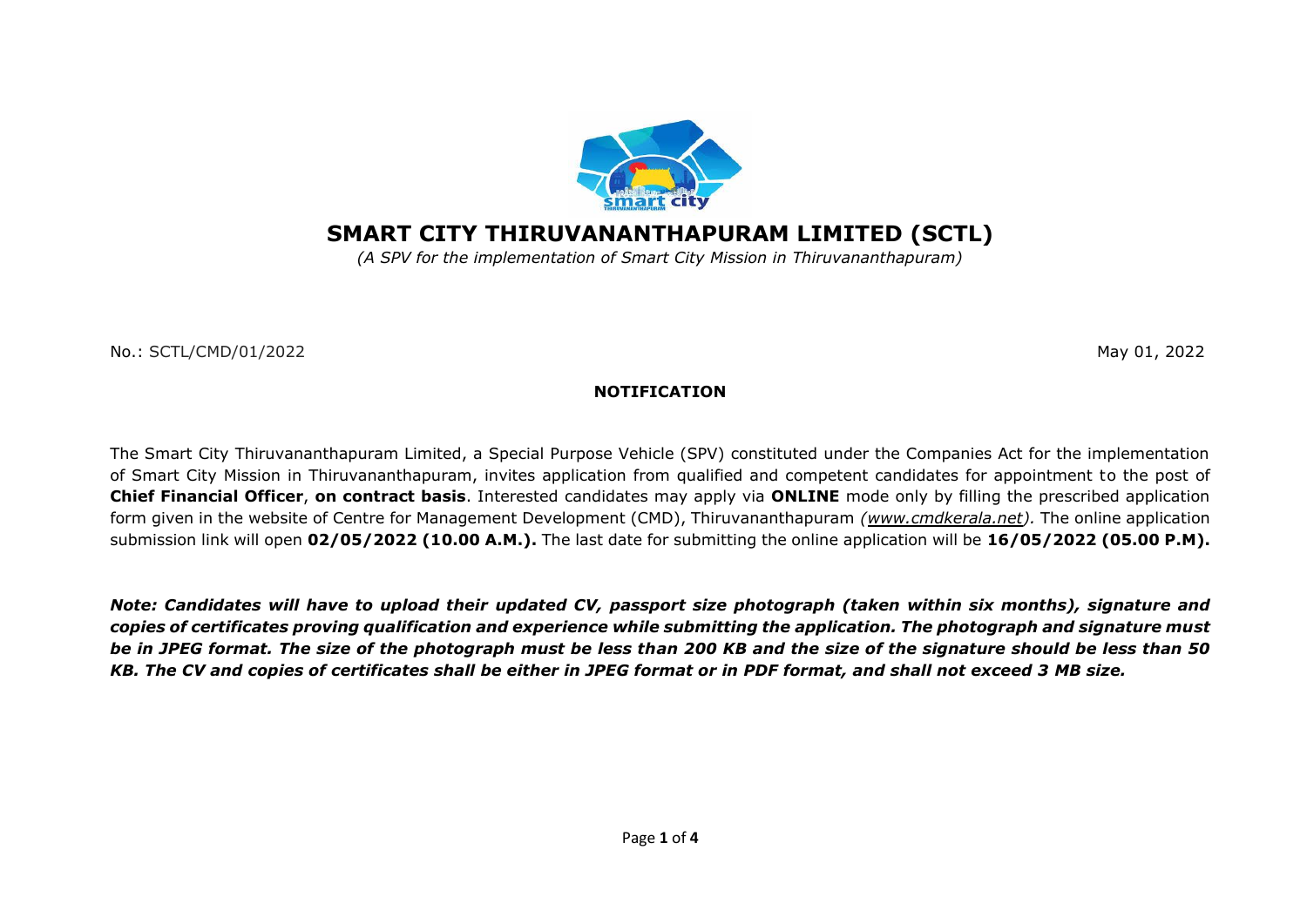# SMART CITY THIRUVANANTHAPURAM LIMITED (SCTL)

*(A SPV for the implementation of Smart City Mission in Thiruvananthapuram)*

No.: SCTL/CMD/01/2022

May 01, 2022

## NOTIFICATION

The Smart City Thiruvananthapuram Limited, a Special Purpose Vehicle (SPV) constituted under the Companies Act for the implementation of Smart City Mission in Thiruvananthapuram, invites application from qualified and competent candidates for appointment to the post of **Chief Financial Officer**, **on contract basis**. Interested candidates may apply via **ONLINE** mode only by filling the prescribed application form given in the website of Centre for Management Development (CMD), Thiruvananthapuram *(www.cmdkerala.net).* The online application submission link will open **02/05/2022 (10.00 A.M.).** The last date for submitting the online application will be **16/05/2022 (05.00 P.M).**

***Note: Candidates will have to upload their updated CV, passport size photograph (taken within six months), signature and copies of certificates proving qualification and experience while submitting the application. The photograph and signature must be in JPEG format. The size of the photograph must be less than 200 KB and the size of the signature should be less than 50 KB. The CV and copies of certificates shall be either in JPEG format or in PDF format, and shall not exceed 3 MB size.***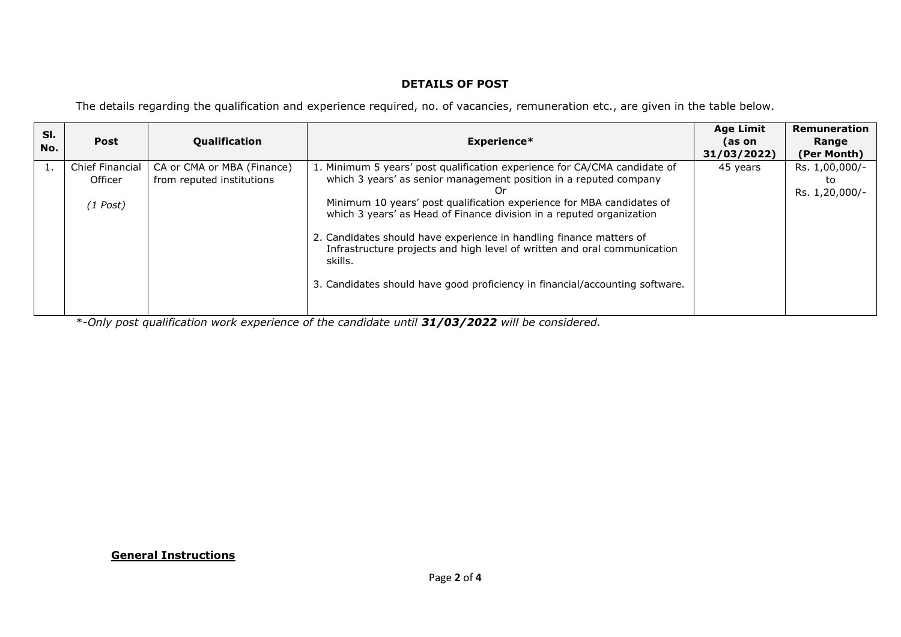## DETAILS OF POST

The details regarding the qualification and experience required, no. of vacancies, remuneration etc., are given in the table below.

| Sl. No. | Post | Qualification | Experience* | Age Limit (as on 31/03/2022) | Remuneration Range (Per Month) |
|---|---|---|---|---|---|
| 1. | Chief Financial Officer<br><br>*(1 Post)* | CA or CMA or MBA (Finance) from reputed institutions | 1. Minimum 5 years' post qualification experience for CA/CMA candidate of which 3 years' as senior management position in a reputed company<br>Or<br>Minimum 10 years' post qualification experience for MBA candidates of which 3 years' as Head of Finance division in a reputed organization<br><br>2. Candidates should have experience in handling finance matters of Infrastructure projects and high level of written and oral communication skills.<br><br>3. Candidates should have good proficiency in financial/accounting software. | 45 years | Rs. 1,00,000/- to Rs. 1,20,000/- |

*\*-Only post qualification work experience of the candidate until **31/03/2022** will be considered.*

**General Instructions**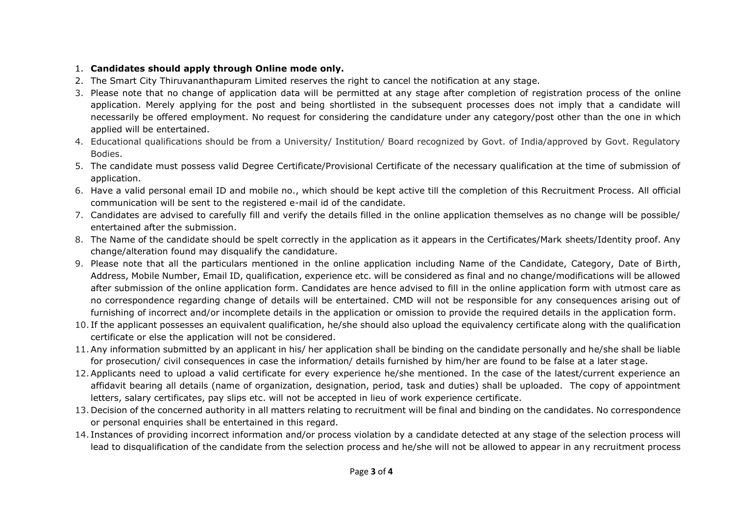1. **Candidates should apply through Online mode only.**
2. The Smart City Thiruvananthapuram Limited reserves the right to cancel the notification at any stage.
3. Please note that no change of application data will be permitted at any stage after completion of registration process of the online application. Merely applying for the post and being shortlisted in the subsequent processes does not imply that a candidate will necessarily be offered employment. No request for considering the candidature under any category/post other than the one in which applied will be entertained.
4. Educational qualifications should be from a University/ Institution/ Board recognized by Govt. of India/approved by Govt. Regulatory Bodies.
5. The candidate must possess valid Degree Certificate/Provisional Certificate of the necessary qualification at the time of submission of application.
6. Have a valid personal email ID and mobile no., which should be kept active till the completion of this Recruitment Process. All official communication will be sent to the registered e-mail id of the candidate.
7. Candidates are advised to carefully fill and verify the details filled in the online application themselves as no change will be possible/ entertained after the submission.
8. The Name of the candidate should be spelt correctly in the application as it appears in the Certificates/Mark sheets/Identity proof. Any change/alteration found may disqualify the candidature.
9. Please note that all the particulars mentioned in the online application including Name of the Candidate, Category, Date of Birth, Address, Mobile Number, Email ID, qualification, experience etc. will be considered as final and no change/modifications will be allowed after submission of the online application form. Candidates are hence advised to fill in the online application form with utmost care as no correspondence regarding change of details will be entertained. CMD will not be responsible for any consequences arising out of furnishing of incorrect and/or incomplete details in the application or omission to provide the required details in the application form.
10. If the applicant possesses an equivalent qualification, he/she should also upload the equivalency certificate along with the qualification certificate or else the application will not be considered.
11. Any information submitted by an applicant in his/ her application shall be binding on the candidate personally and he/she shall be liable for prosecution/ civil consequences in case the information/ details furnished by him/her are found to be false at a later stage.
12. Applicants need to upload a valid certificate for every experience he/she mentioned. In the case of the latest/current experience an affidavit bearing all details (name of organization, designation, period, task and duties) shall be uploaded. The copy of appointment letters, salary certificates, pay slips etc. will not be accepted in lieu of work experience certificate.
13. Decision of the concerned authority in all matters relating to recruitment will be final and binding on the candidates. No correspondence or personal enquiries shall be entertained in this regard.
14. Instances of providing incorrect information and/or process violation by a candidate detected at any stage of the selection process will lead to disqualification of the candidate from the selection process and he/she will not be allowed to appear in any recruitment process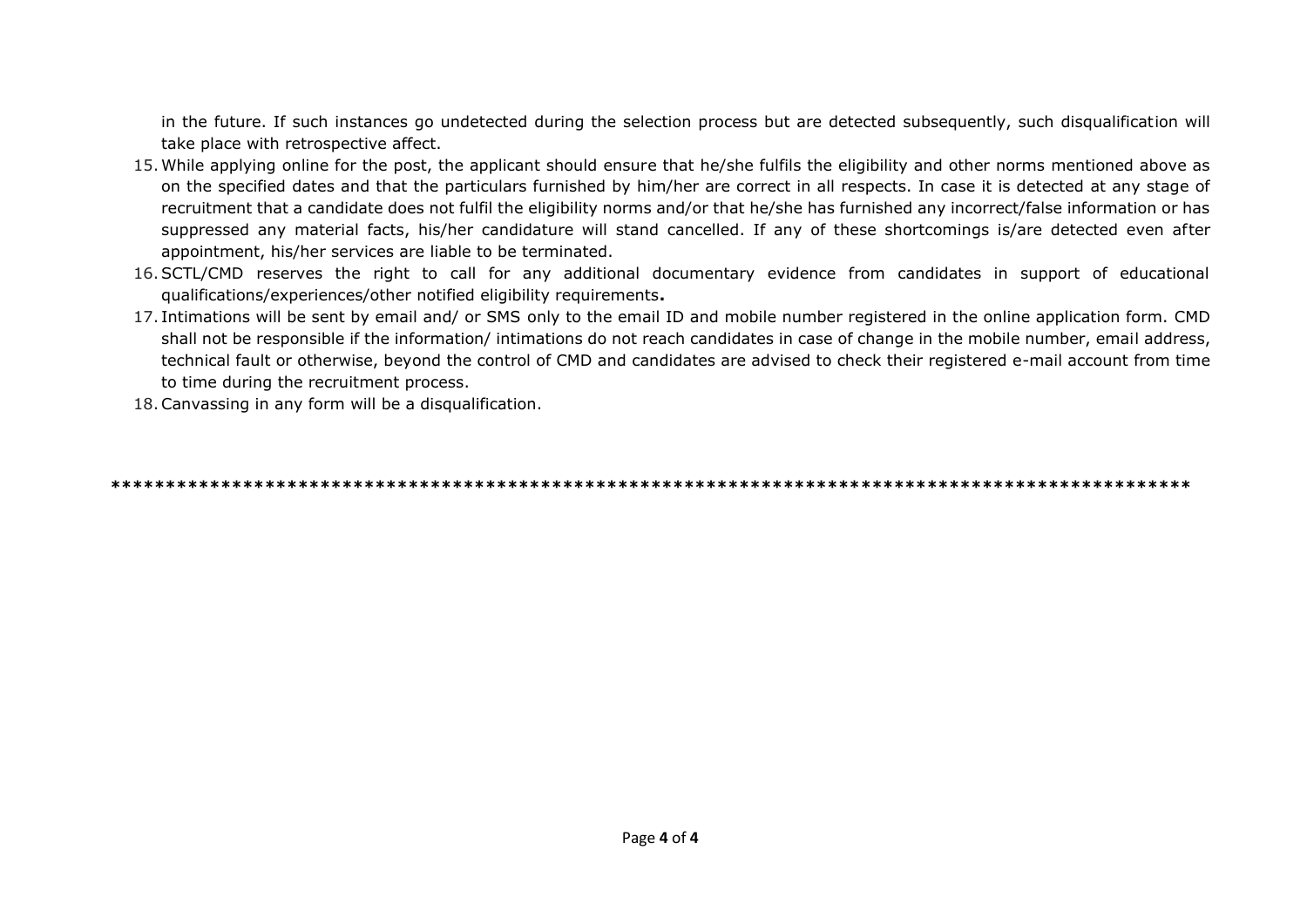in the future. If such instances go undetected during the selection process but are detected subsequently, such disqualification will take place with retrospective affect.

15. While applying online for the post, the applicant should ensure that he/she fulfils the eligibility and other norms mentioned above as on the specified dates and that the particulars furnished by him/her are correct in all respects. In case it is detected at any stage of recruitment that a candidate does not fulfil the eligibility norms and/or that he/she has furnished any incorrect/false information or has suppressed any material facts, his/her candidature will stand cancelled. If any of these shortcomings is/are detected even after appointment, his/her services are liable to be terminated.
16. SCTL/CMD reserves the right to call for any additional documentary evidence from candidates in support of educational qualifications/experiences/other notified eligibility requirements**.**
17. Intimations will be sent by email and/ or SMS only to the email ID and mobile number registered in the online application form. CMD shall not be responsible if the information/ intimations do not reach candidates in case of change in the mobile number, email address, technical fault or otherwise, beyond the control of CMD and candidates are advised to check their registered e-mail account from time to time during the recruitment process.
18. Canvassing in any form will be a disqualification.

****************************************************************************************************